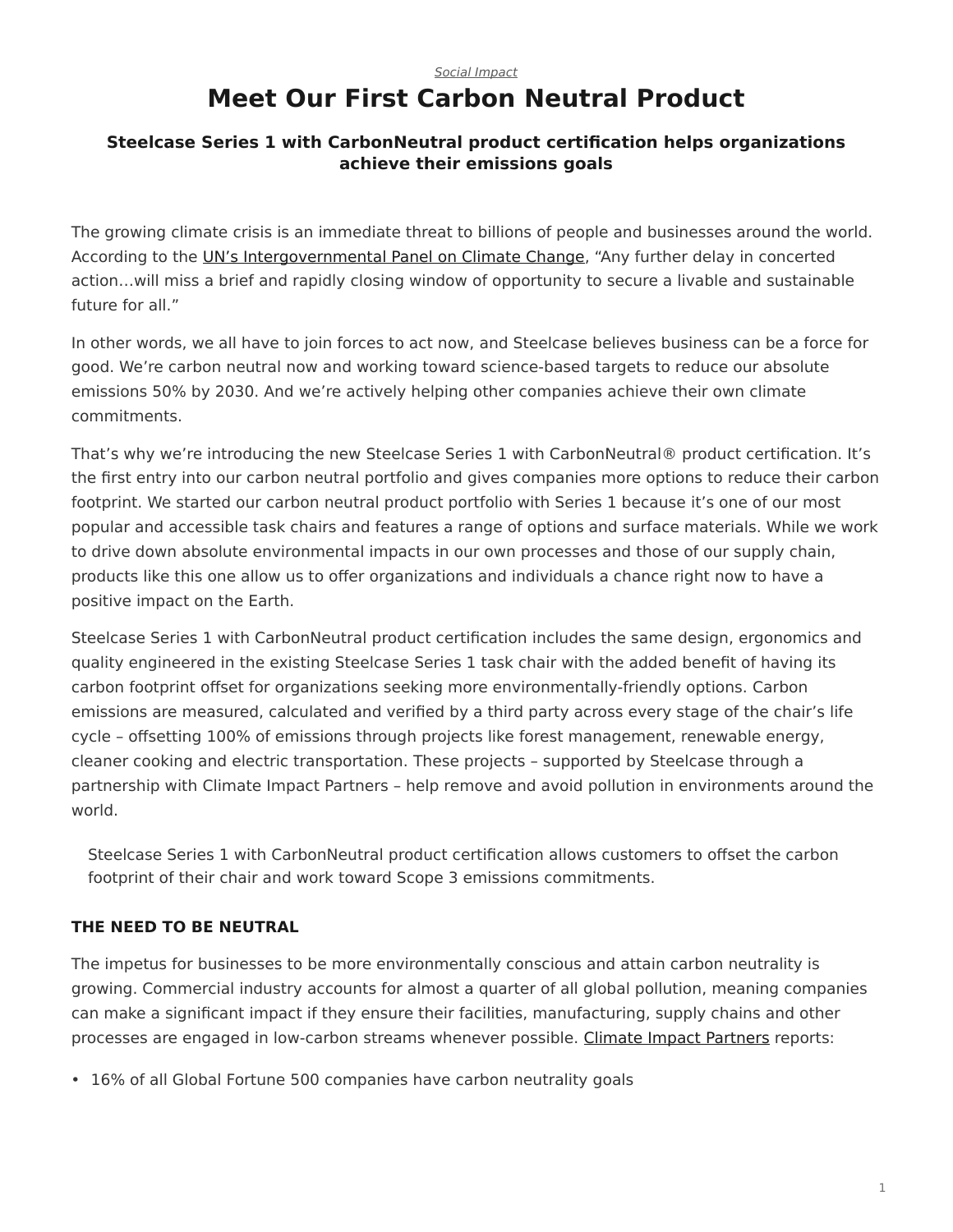*Social Impact*

# Meet Our First Carbon Neutral Product

### Steelcase Series 1 with CarbonNeutral product certification helps organizations achieve their emissions goals

The growing climate crisis is an immediate threat to billions of people and businesses around the world. According to the UN's Intergovernmental Panel on Climate Change, "Any further delay in concerted action…will miss a brief and rapidly closing window of opportunity to secure a livable and sustainable future for all."

In other words, we all have to join forces to act now, and Steelcase believes business can be a force for good. We're carbon neutral now and working toward science-based targets to reduce our absolute emissions 50% by 2030. And we're actively helping other companies achieve their own climate commitments.

That's why we're introducing the new Steelcase Series 1 with CarbonNeutral® product certification. It's the first entry into our carbon neutral portfolio and gives companies more options to reduce their carbon footprint. We started our carbon neutral product portfolio with Series 1 because it's one of our most popular and accessible task chairs and features a range of options and surface materials. While we work to drive down absolute environmental impacts in our own processes and those of our supply chain, products like this one allow us to offer organizations and individuals a chance right now to have a positive impact on the Earth.

Steelcase Series 1 with CarbonNeutral product certification includes the same design, ergonomics and quality engineered in the existing Steelcase Series 1 task chair with the added benefit of having its carbon footprint offset for organizations seeking more environmentally-friendly options. Carbon emissions are measured, calculated and verified by a third party across every stage of the chair's life cycle – offsetting 100% of emissions through projects like forest management, renewable energy, cleaner cooking and electric transportation. These projects – supported by Steelcase through a partnership with Climate Impact Partners – help remove and avoid pollution in environments around the world.

> Steelcase Series 1 with CarbonNeutral product certification allows customers to offset the carbon footprint of their chair and work toward Scope 3 emissions commitments.

#### THE NEED TO BE NEUTRAL

The impetus for businesses to be more environmentally conscious and attain carbon neutrality is growing. Commercial industry accounts for almost a quarter of all global pollution, meaning companies can make a significant impact if they ensure their facilities, manufacturing, supply chains and other processes are engaged in low-carbon streams whenever possible. Climate Impact Partners reports:

- 16% of all Global Fortune 500 companies have carbon neutrality goals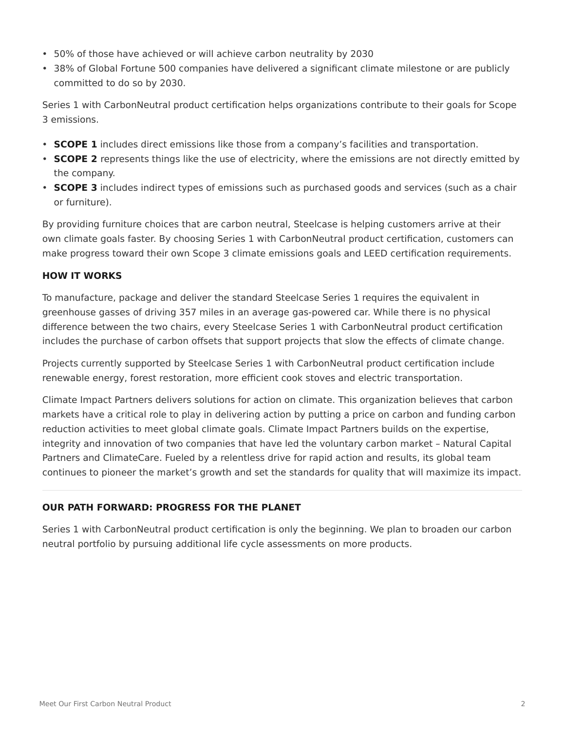- 50% of those have achieved or will achieve carbon neutrality by 2030
- 38% of Global Fortune 500 companies have delivered a significant climate milestone or are publicly committed to do so by 2030.

Series 1 with CarbonNeutral product certification helps organizations contribute to their goals for Scope 3 emissions.

- **SCOPE 1** includes direct emissions like those from a company's facilities and transportation.
- **SCOPE 2** represents things like the use of electricity, where the emissions are not directly emitted by the company.
- **SCOPE 3** includes indirect types of emissions such as purchased goods and services (such as a chair or furniture).

By providing furniture choices that are carbon neutral, Steelcase is helping customers arrive at their own climate goals faster. By choosing Series 1 with CarbonNeutral product certification, customers can make progress toward their own Scope 3 climate emissions goals and LEED certification requirements.

### HOW IT WORKS

To manufacture, package and deliver the standard Steelcase Series 1 requires the equivalent in greenhouse gasses of driving 357 miles in an average gas-powered car. While there is no physical difference between the two chairs, every Steelcase Series 1 with CarbonNeutral product certification includes the purchase of carbon offsets that support projects that slow the effects of climate change.

Projects currently supported by Steelcase Series 1 with CarbonNeutral product certification include renewable energy, forest restoration, more efficient cook stoves and electric transportation.

Climate Impact Partners delivers solutions for action on climate. This organization believes that carbon markets have a critical role to play in delivering action by putting a price on carbon and funding carbon reduction activities to meet global climate goals. Climate Impact Partners builds on the expertise, integrity and innovation of two companies that have led the voluntary carbon market – Natural Capital Partners and ClimateCare. Fueled by a relentless drive for rapid action and results, its global team continues to pioneer the market's growth and set the standards for quality that will maximize its impact.

---

### OUR PATH FORWARD: PROGRESS FOR THE PLANET

Series 1 with CarbonNeutral product certification is only the beginning. We plan to broaden our carbon neutral portfolio by pursuing additional life cycle assessments on more products.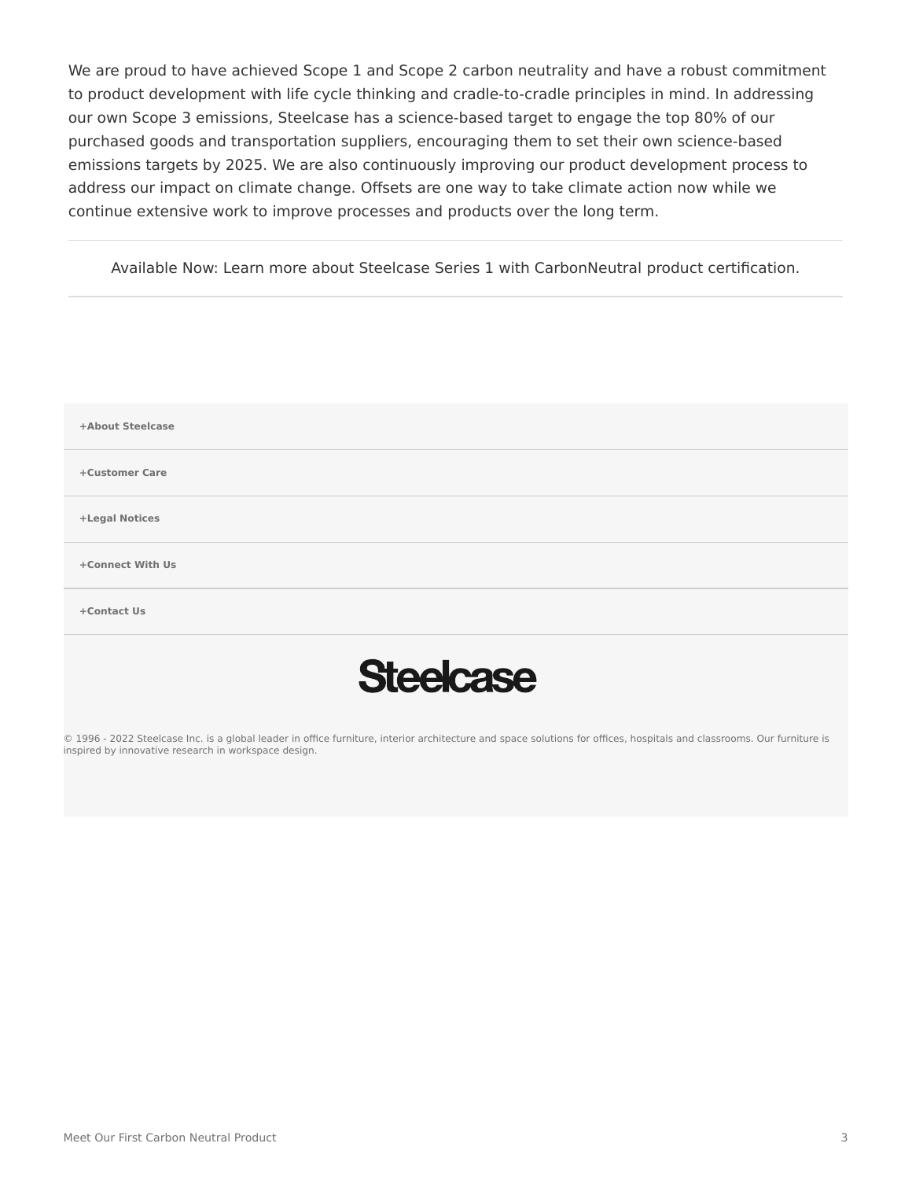We are proud to have achieved Scope 1 and Scope 2 carbon neutrality and have a robust commitment to product development with life cycle thinking and cradle-to-cradle principles in mind. In addressing our own Scope 3 emissions, Steelcase has a science-based target to engage the top 80% of our purchased goods and transportation suppliers, encouraging them to set their own science-based emissions targets by 2025. We are also continuously improving our product development process to address our impact on climate change. Offsets are one way to take climate action now while we continue extensive work to improve processes and products over the long term.

---

Available Now: Learn more about Steelcase Series 1 with CarbonNeutral product certification.

---

**+About Steelcase**

**+Customer Care**

**+Legal Notices**

**+Connect With Us**

**+Contact Us**

Steelcase

© 1996 - 2022 Steelcase Inc. is a global leader in office furniture, interior architecture and space solutions for offices, hospitals and classrooms. Our furniture is inspired by innovative research in workspace design.